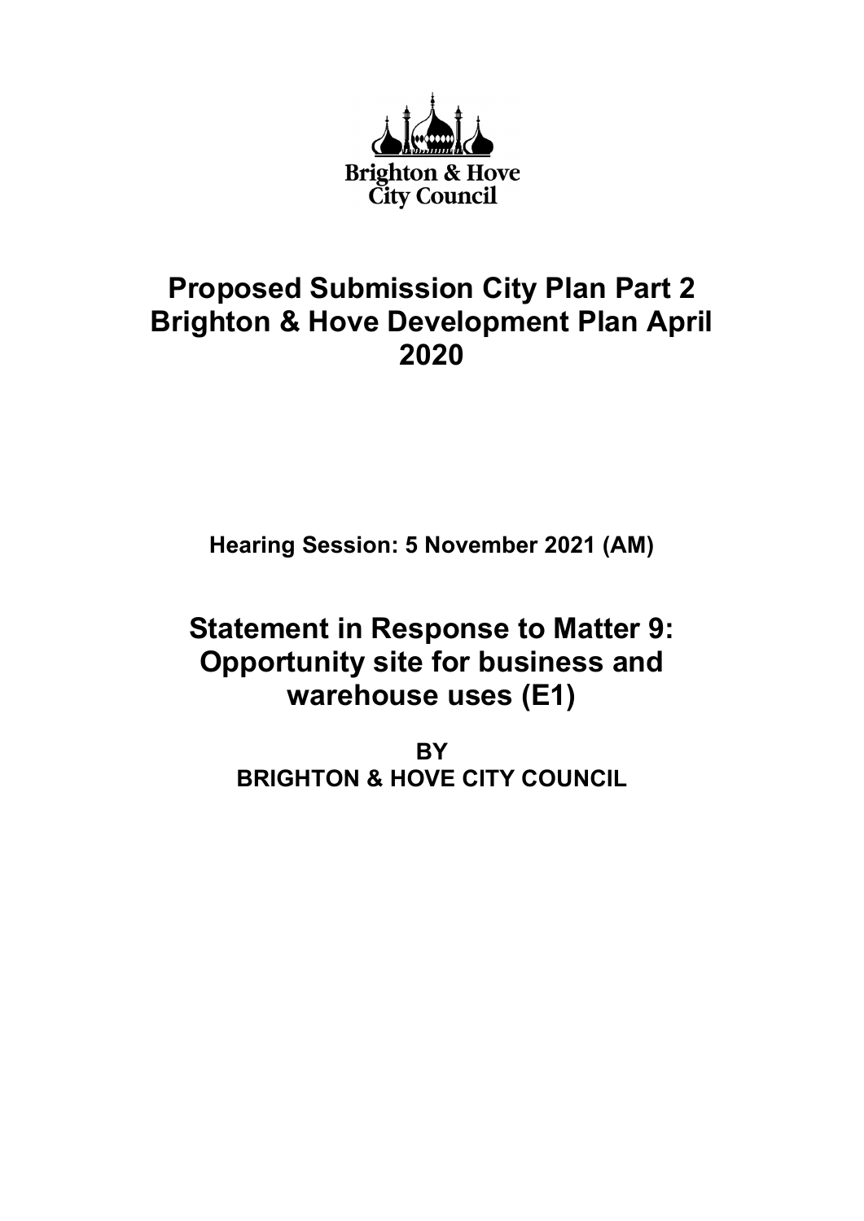Brighton & Hove City Council

# Proposed Submission City Plan Part 2 Brighton & Hove Development Plan April 2020

**Hearing Session: 5 November 2021 (AM)**

# Statement in Response to Matter 9: Opportunity site for business and warehouse uses (E1)

**BY**
**BRIGHTON & HOVE CITY COUNCIL**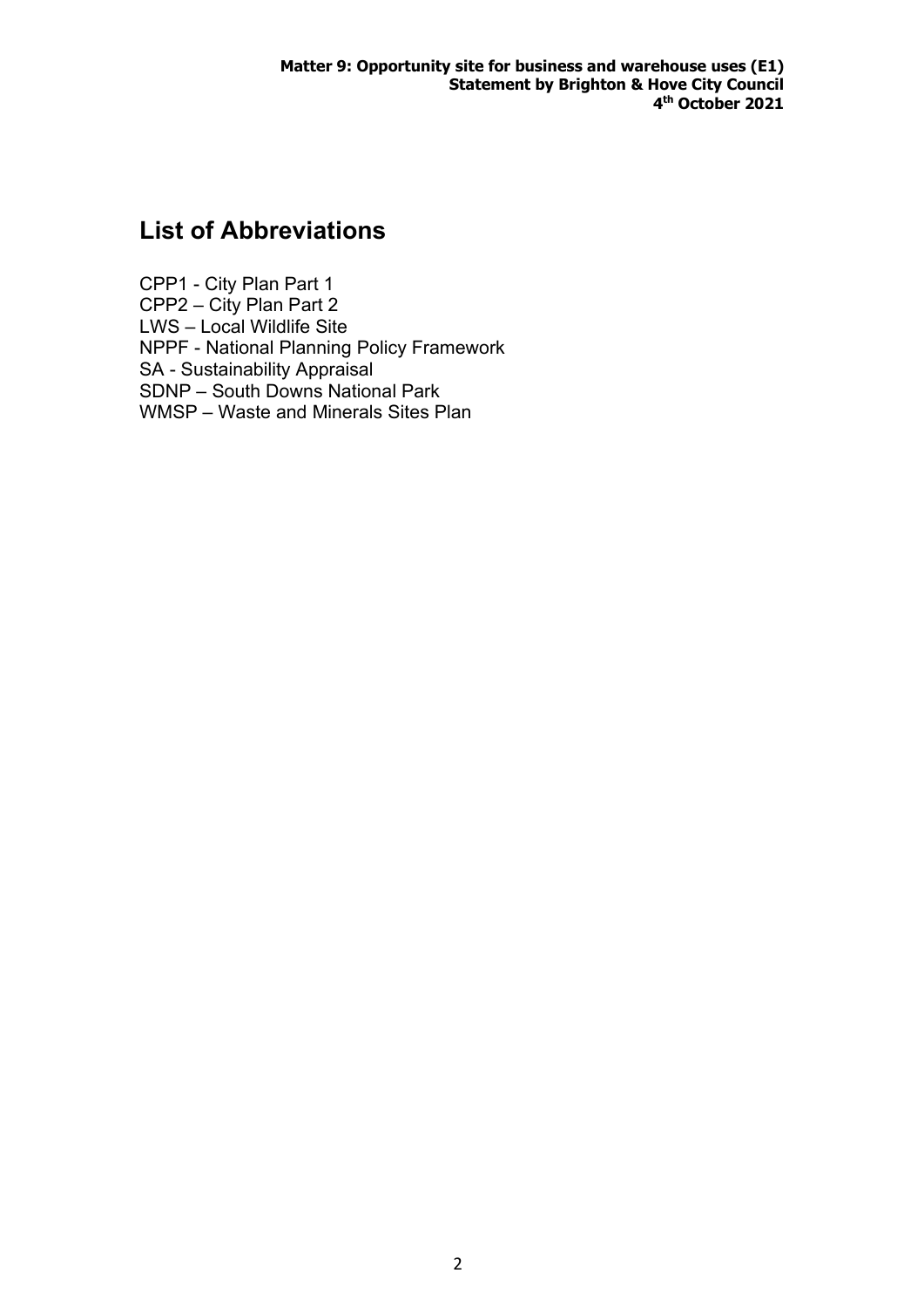## List of Abbreviations

CPP1 - City Plan Part 1
CPP2 – City Plan Part 2
LWS – Local Wildlife Site
NPPF - National Planning Policy Framework
SA - Sustainability Appraisal
SDNP – South Downs National Park
WMSP – Waste and Minerals Sites Plan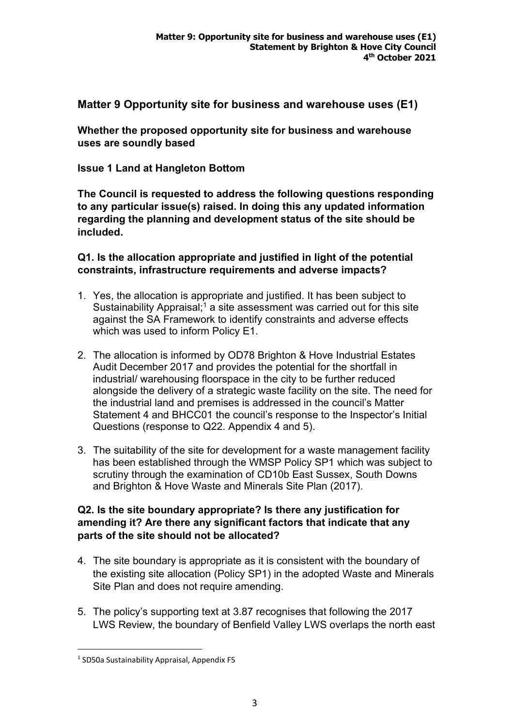## Matter 9 Opportunity site for business and warehouse uses (E1)

**Whether the proposed opportunity site for business and warehouse uses are soundly based**

**Issue 1 Land at Hangleton Bottom**

**The Council is requested to address the following questions responding to any particular issue(s) raised. In doing this any updated information regarding the planning and development status of the site should be included.**

**Q1. Is the allocation appropriate and justified in light of the potential constraints, infrastructure requirements and adverse impacts?**

1. Yes, the allocation is appropriate and justified. It has been subject to Sustainability Appraisal;[1] a site assessment was carried out for this site against the SA Framework to identify constraints and adverse effects which was used to inform Policy E1.

2. The allocation is informed by OD78 Brighton & Hove Industrial Estates Audit December 2017 and provides the potential for the shortfall in industrial/ warehousing floorspace in the city to be further reduced alongside the delivery of a strategic waste facility on the site. The need for the industrial land and premises is addressed in the council's Matter Statement 4 and BHCC01 the council's response to the Inspector's Initial Questions (response to Q22. Appendix 4 and 5).

3. The suitability of the site for development for a waste management facility has been established through the WMSP Policy SP1 which was subject to scrutiny through the examination of CD10b East Sussex, South Downs and Brighton & Hove Waste and Minerals Site Plan (2017).

**Q2. Is the site boundary appropriate? Is there any justification for amending it? Are there any significant factors that indicate that any parts of the site should not be allocated?**

4. The site boundary is appropriate as it is consistent with the boundary of the existing site allocation (Policy SP1) in the adopted Waste and Minerals Site Plan and does not require amending.

5. The policy's supporting text at 3.87 recognises that following the 2017 LWS Review, the boundary of Benfield Valley LWS overlaps the north east

[1] SD50a Sustainability Appraisal, Appendix F5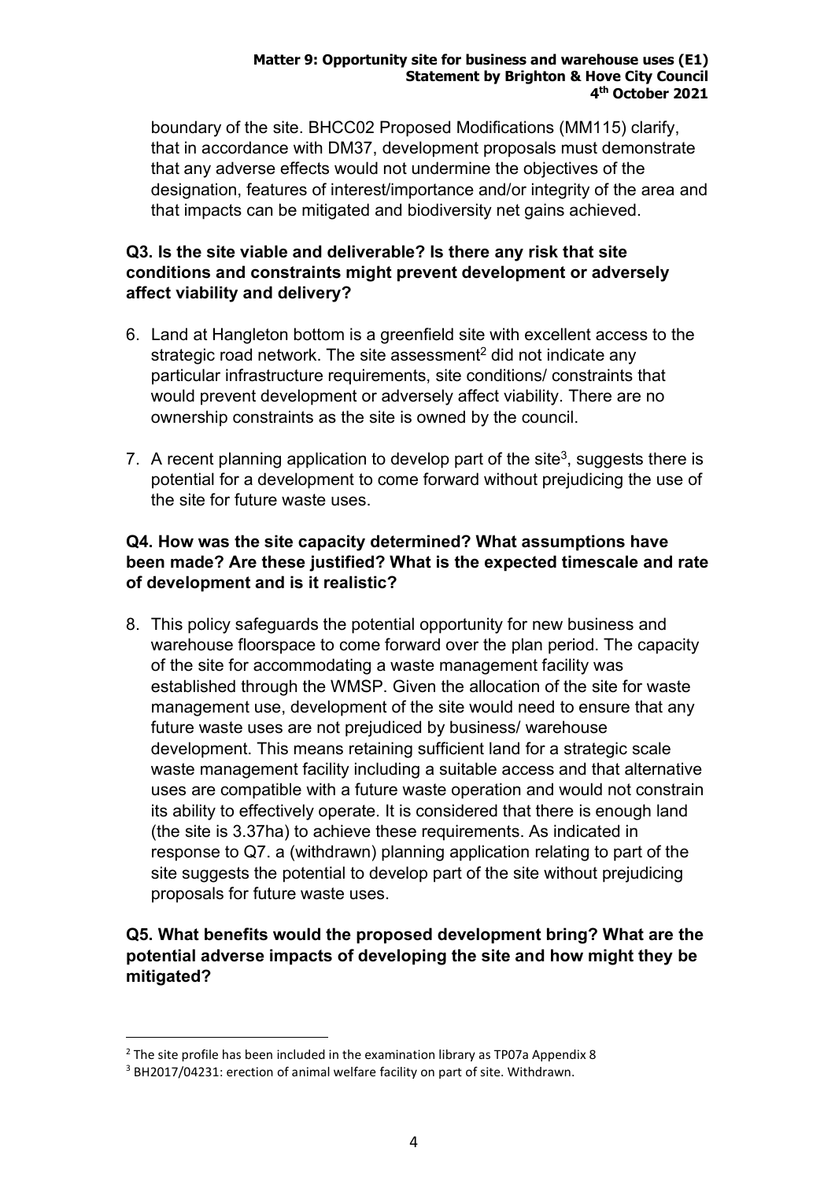boundary of the site. BHCC02 Proposed Modifications (MM115) clarify, that in accordance with DM37, development proposals must demonstrate that any adverse effects would not undermine the objectives of the designation, features of interest/importance and/or integrity of the area and that impacts can be mitigated and biodiversity net gains achieved.

**Q3. Is the site viable and deliverable? Is there any risk that site conditions and constraints might prevent development or adversely affect viability and delivery?**

6. Land at Hangleton bottom is a greenfield site with excellent access to the strategic road network. The site assessment[2] did not indicate any particular infrastructure requirements, site conditions/ constraints that would prevent development or adversely affect viability. There are no ownership constraints as the site is owned by the council.

7. A recent planning application to develop part of the site[3], suggests there is potential for a development to come forward without prejudicing the use of the site for future waste uses.

**Q4. How was the site capacity determined? What assumptions have been made? Are these justified? What is the expected timescale and rate of development and is it realistic?**

8. This policy safeguards the potential opportunity for new business and warehouse floorspace to come forward over the plan period. The capacity of the site for accommodating a waste management facility was established through the WMSP. Given the allocation of the site for waste management use, development of the site would need to ensure that any future waste uses are not prejudiced by business/ warehouse development. This means retaining sufficient land for a strategic scale waste management facility including a suitable access and that alternative uses are compatible with a future waste operation and would not constrain its ability to effectively operate. It is considered that there is enough land (the site is 3.37ha) to achieve these requirements. As indicated in response to Q7. a (withdrawn) planning application relating to part of the site suggests the potential to develop part of the site without prejudicing proposals for future waste uses.

**Q5. What benefits would the proposed development bring? What are the potential adverse impacts of developing the site and how might they be mitigated?**

---

[2] The site profile has been included in the examination library as TP07a Appendix 8

[3] BH2017/04231: erection of animal welfare facility on part of site. Withdrawn.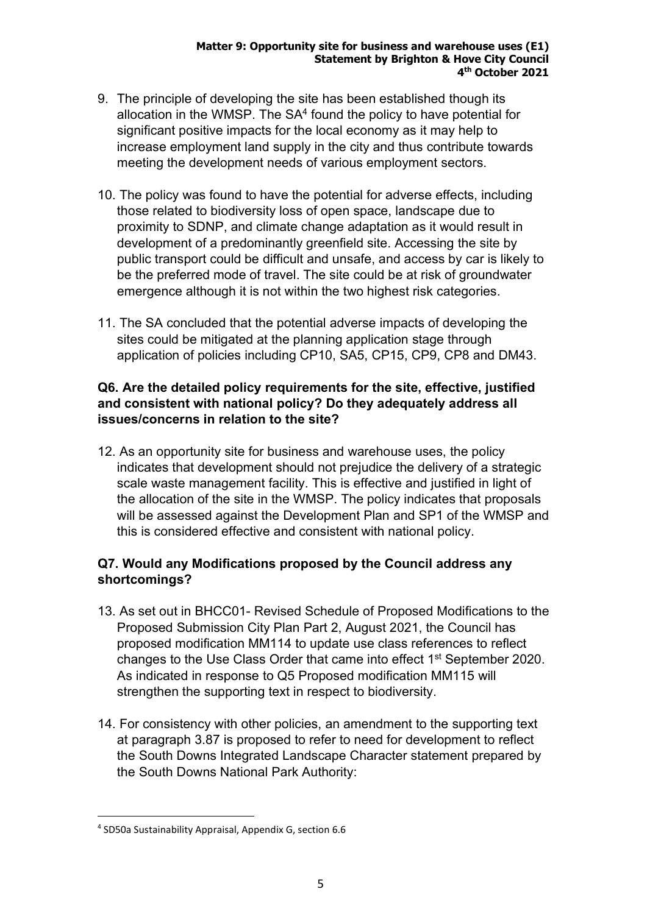9. The principle of developing the site has been established though its allocation in the WMSP. The SA[4] found the policy to have potential for significant positive impacts for the local economy as it may help to increase employment land supply in the city and thus contribute towards meeting the development needs of various employment sectors.

10. The policy was found to have the potential for adverse effects, including those related to biodiversity loss of open space, landscape due to proximity to SDNP, and climate change adaptation as it would result in development of a predominantly greenfield site. Accessing the site by public transport could be difficult and unsafe, and access by car is likely to be the preferred mode of travel. The site could be at risk of groundwater emergence although it is not within the two highest risk categories.

11. The SA concluded that the potential adverse impacts of developing the sites could be mitigated at the planning application stage through application of policies including CP10, SA5, CP15, CP9, CP8 and DM43.

**Q6. Are the detailed policy requirements for the site, effective, justified and consistent with national policy? Do they adequately address all issues/concerns in relation to the site?**

12. As an opportunity site for business and warehouse uses, the policy indicates that development should not prejudice the delivery of a strategic scale waste management facility. This is effective and justified in light of the allocation of the site in the WMSP. The policy indicates that proposals will be assessed against the Development Plan and SP1 of the WMSP and this is considered effective and consistent with national policy.

**Q7. Would any Modifications proposed by the Council address any shortcomings?**

13. As set out in BHCC01- Revised Schedule of Proposed Modifications to the Proposed Submission City Plan Part 2, August 2021, the Council has proposed modification MM114 to update use class references to reflect changes to the Use Class Order that came into effect 1st September 2020. As indicated in response to Q5 Proposed modification MM115 will strengthen the supporting text in respect to biodiversity.

14. For consistency with other policies, an amendment to the supporting text at paragraph 3.87 is proposed to refer to need for development to reflect the South Downs Integrated Landscape Character statement prepared by the South Downs National Park Authority:

---

[4] SD50a Sustainability Appraisal, Appendix G, section 6.6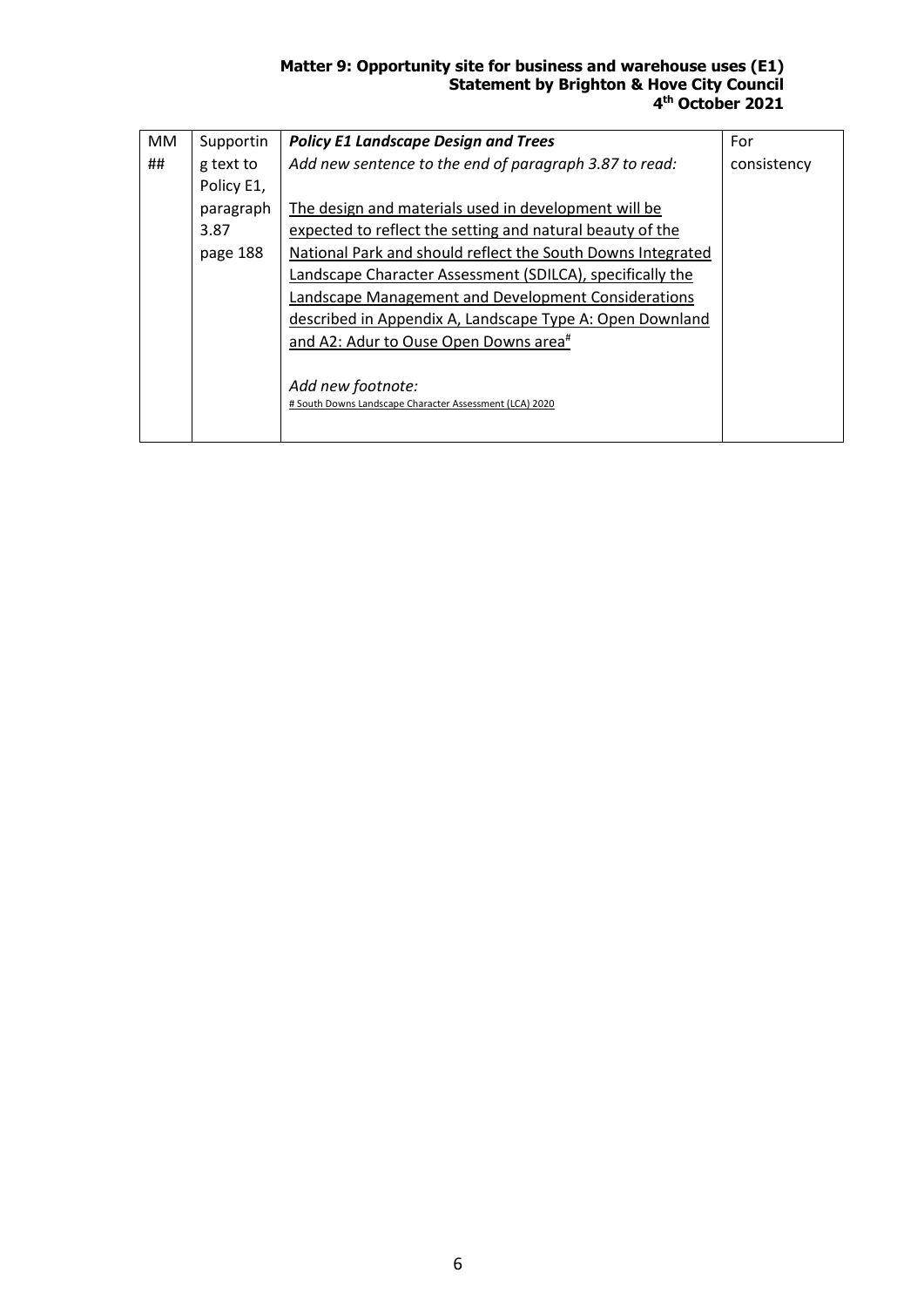| | | | |
|---|---|---|---|
| MM ## | Supporting text to Policy E1, paragraph 3.87 page 188 | ***Policy E1 Landscape Design and Trees***<br>*Add new sentence to the end of paragraph 3.87 to read:*<br><br>The design and materials used in development will be expected to reflect the setting and natural beauty of the National Park and should reflect the South Downs Integrated Landscape Character Assessment (SDILCA), specifically the Landscape Management and Development Considerations described in Appendix A, Landscape Type A: Open Downland and A2: Adur to Ouse Open Downs area[#]<br><br>*Add new footnote:*<br># South Downs Landscape Character Assessment (LCA) 2020 | For consistency |